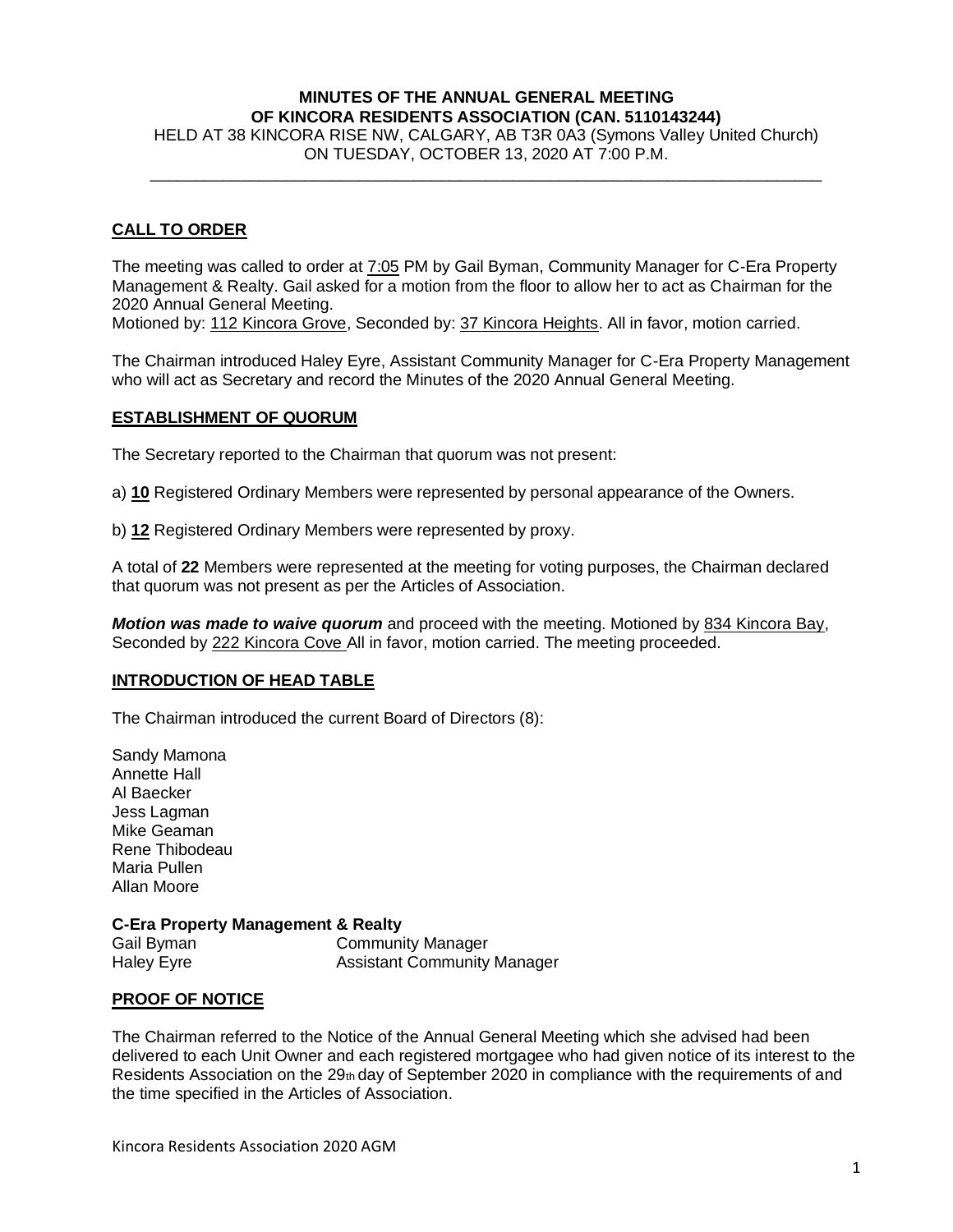# MINUTES OF THE ANNUAL GENERAL MEETING OF KINCORA RESIDENTS ASSOCIATION (CAN. 5110143244)

HELD AT 38 KINCORA RISE NW, CALGARY, AB T3R 0A3 (Symons Valley United Church)
ON TUESDAY, OCTOBER 13, 2020 AT 7:00 P.M.

---

## CALL TO ORDER

The meeting was called to order at 7:05 PM by Gail Byman, Community Manager for C-Era Property Management & Realty. Gail asked for a motion from the floor to allow her to act as Chairman for the 2020 Annual General Meeting.
Motioned by: 112 Kincora Grove, Seconded by: 37 Kincora Heights. All in favor, motion carried.

The Chairman introduced Haley Eyre, Assistant Community Manager for C-Era Property Management who will act as Secretary and record the Minutes of the 2020 Annual General Meeting.

## ESTABLISHMENT OF QUORUM

The Secretary reported to the Chairman that quorum was not present:

a) **10** Registered Ordinary Members were represented by personal appearance of the Owners.

b) **12** Registered Ordinary Members were represented by proxy.

A total of **22** Members were represented at the meeting for voting purposes, the Chairman declared that quorum was not present as per the Articles of Association.

***Motion was made to waive quorum*** and proceed with the meeting. Motioned by 834 Kincora Bay, Seconded by 222 Kincora Cove All in favor, motion carried. The meeting proceeded.

## INTRODUCTION OF HEAD TABLE

The Chairman introduced the current Board of Directors (8):

Sandy Mamona
Annette Hall
Al Baecker
Jess Lagman
Mike Geaman
Rene Thibodeau
Maria Pullen
Allan Moore

**C-Era Property Management & Realty**

| | |
|---|---|
| Gail Byman | Community Manager |
| Haley Eyre | Assistant Community Manager |

## PROOF OF NOTICE

The Chairman referred to the Notice of the Annual General Meeting which she advised had been delivered to each Unit Owner and each registered mortgagee who had given notice of its interest to the Residents Association on the 29th day of September 2020 in compliance with the requirements of and the time specified in the Articles of Association.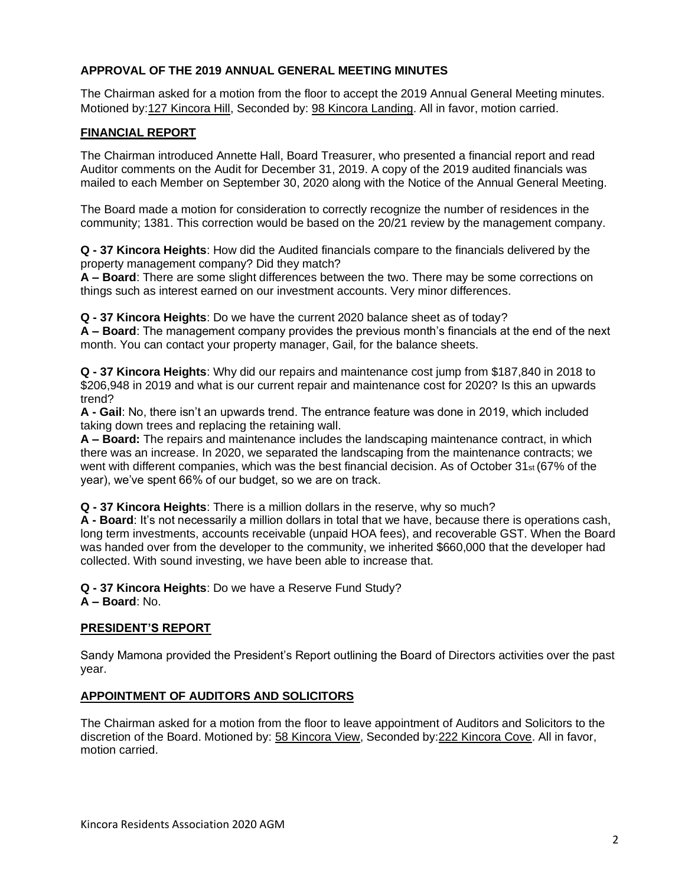**APPROVAL OF THE 2019 ANNUAL GENERAL MEETING MINUTES**

The Chairman asked for a motion from the floor to accept the 2019 Annual General Meeting minutes. Motioned by: 127 Kincora Hill, Seconded by: 98 Kincora Landing. All in favor, motion carried.

## FINANCIAL REPORT

The Chairman introduced Annette Hall, Board Treasurer, who presented a financial report and read Auditor comments on the Audit for December 31, 2019. A copy of the 2019 audited financials was mailed to each Member on September 30, 2020 along with the Notice of the Annual General Meeting.

The Board made a motion for consideration to correctly recognize the number of residences in the community; 1381. This correction would be based on the 20/21 review by the management company.

**Q - 37 Kincora Heights**: How did the Audited financials compare to the financials delivered by the property management company? Did they match?
**A – Board**: There are some slight differences between the two. There may be some corrections on things such as interest earned on our investment accounts. Very minor differences.

**Q - 37 Kincora Heights**: Do we have the current 2020 balance sheet as of today?
**A – Board**: The management company provides the previous month's financials at the end of the next month. You can contact your property manager, Gail, for the balance sheets.

**Q - 37 Kincora Heights**: Why did our repairs and maintenance cost jump from $187,840 in 2018 to $206,948 in 2019 and what is our current repair and maintenance cost for 2020? Is this an upwards trend?
**A - Gail**: No, there isn't an upwards trend. The entrance feature was done in 2019, which included taking down trees and replacing the retaining wall.
**A – Board:** The repairs and maintenance includes the landscaping maintenance contract, in which there was an increase. In 2020, we separated the landscaping from the maintenance contracts; we went with different companies, which was the best financial decision. As of October 31st (67% of the year), we've spent 66% of our budget, so we are on track.

**Q - 37 Kincora Heights**: There is a million dollars in the reserve, why so much?
**A - Board**: It's not necessarily a million dollars in total that we have, because there is operations cash, long term investments, accounts receivable (unpaid HOA fees), and recoverable GST. When the Board was handed over from the developer to the community, we inherited $660,000 that the developer had collected. With sound investing, we have been able to increase that.

**Q - 37 Kincora Heights**: Do we have a Reserve Fund Study?
**A – Board**: No.

## PRESIDENT'S REPORT

Sandy Mamona provided the President's Report outlining the Board of Directors activities over the past year.

## APPOINTMENT OF AUDITORS AND SOLICITORS

The Chairman asked for a motion from the floor to leave appointment of Auditors and Solicitors to the discretion of the Board. Motioned by: 58 Kincora View, Seconded by: 222 Kincora Cove. All in favor, motion carried.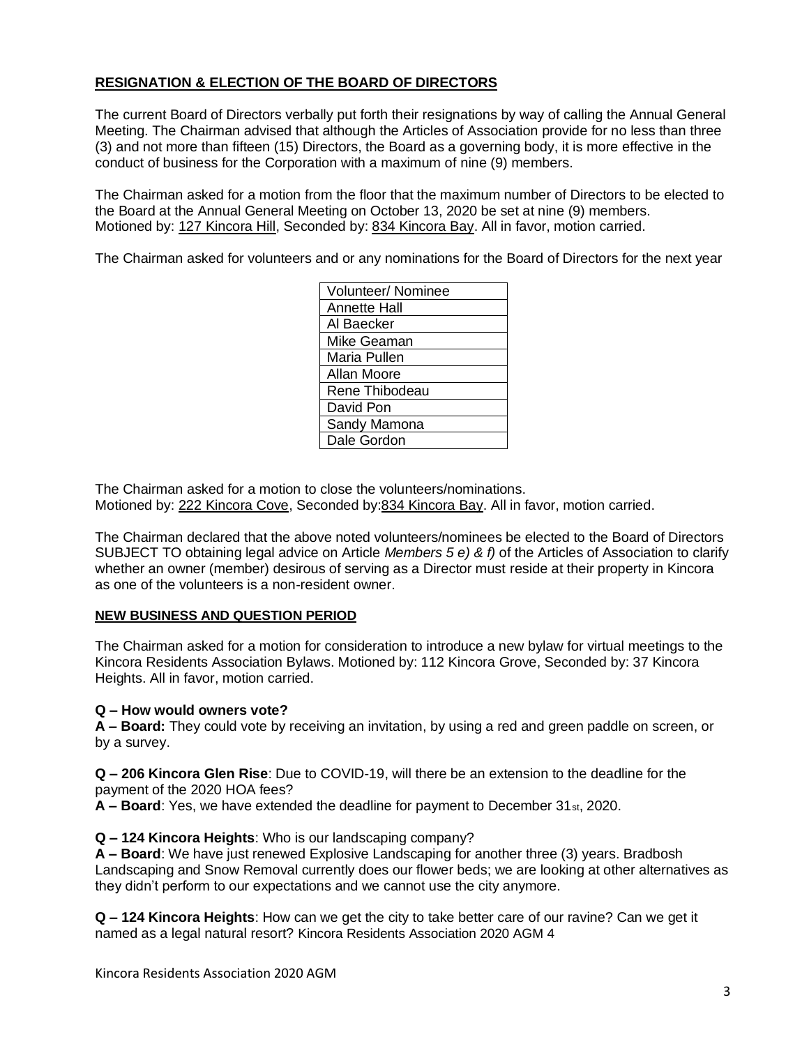**RESIGNATION & ELECTION OF THE BOARD OF DIRECTORS**

The current Board of Directors verbally put forth their resignations by way of calling the Annual General Meeting. The Chairman advised that although the Articles of Association provide for no less than three (3) and not more than fifteen (15) Directors, the Board as a governing body, it is more effective in the conduct of business for the Corporation with a maximum of nine (9) members.

The Chairman asked for a motion from the floor that the maximum number of Directors to be elected to the Board at the Annual General Meeting on October 13, 2020 be set at nine (9) members. Motioned by: 127 Kincora Hill, Seconded by: 834 Kincora Bay. All in favor, motion carried.

The Chairman asked for volunteers and or any nominations for the Board of Directors for the next year

| Volunteer/ Nominee |
|---|
| Annette Hall |
| Al Baecker |
| Mike Geaman |
| Maria Pullen |
| Allan Moore |
| Rene Thibodeau |
| David Pon |
| Sandy Mamona |
| Dale Gordon |

The Chairman asked for a motion to close the volunteers/nominations. Motioned by: 222 Kincora Cove, Seconded by:834 Kincora Bay. All in favor, motion carried.

The Chairman declared that the above noted volunteers/nominees be elected to the Board of Directors SUBJECT TO obtaining legal advice on Article *Members 5 e) & f)* of the Articles of Association to clarify whether an owner (member) desirous of serving as a Director must reside at their property in Kincora as one of the volunteers is a non-resident owner.

**NEW BUSINESS AND QUESTION PERIOD**

The Chairman asked for a motion for consideration to introduce a new bylaw for virtual meetings to the Kincora Residents Association Bylaws. Motioned by: 112 Kincora Grove, Seconded by: 37 Kincora Heights. All in favor, motion carried.

**Q – How would owners vote?**
**A – Board:** They could vote by receiving an invitation, by using a red and green paddle on screen, or by a survey.

**Q – 206 Kincora Glen Rise**: Due to COVID-19, will there be an extension to the deadline for the payment of the 2020 HOA fees?
**A – Board**: Yes, we have extended the deadline for payment to December 31st, 2020.

**Q – 124 Kincora Heights**: Who is our landscaping company?
**A – Board**: We have just renewed Explosive Landscaping for another three (3) years. Bradbosh Landscaping and Snow Removal currently does our flower beds; we are looking at other alternatives as they didn't perform to our expectations and we cannot use the city anymore.

**Q – 124 Kincora Heights**: How can we get the city to take better care of our ravine? Can we get it named as a legal natural resort? Kincora Residents Association 2020 AGM 4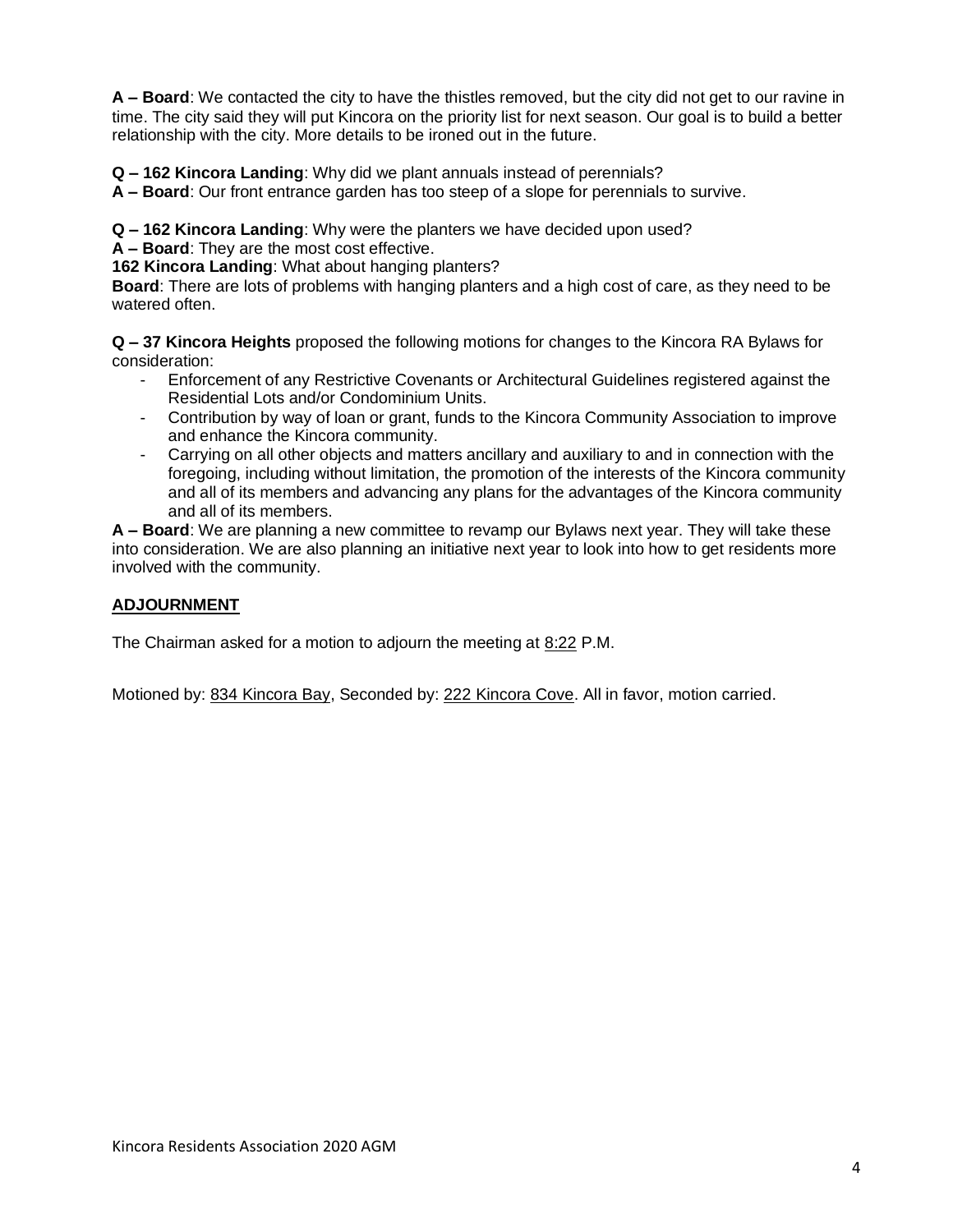**A – Board**: We contacted the city to have the thistles removed, but the city did not get to our ravine in time. The city said they will put Kincora on the priority list for next season. Our goal is to build a better relationship with the city. More details to be ironed out in the future.

**Q – 162 Kincora Landing**: Why did we plant annuals instead of perennials?
**A – Board**: Our front entrance garden has too steep of a slope for perennials to survive.

**Q – 162 Kincora Landing**: Why were the planters we have decided upon used?
**A – Board**: They are the most cost effective.
**162 Kincora Landing**: What about hanging planters?
**Board**: There are lots of problems with hanging planters and a high cost of care, as they need to be watered often.

**Q – 37 Kincora Heights** proposed the following motions for changes to the Kincora RA Bylaws for consideration:

- Enforcement of any Restrictive Covenants or Architectural Guidelines registered against the Residential Lots and/or Condominium Units.
- Contribution by way of loan or grant, funds to the Kincora Community Association to improve and enhance the Kincora community.
- Carrying on all other objects and matters ancillary and auxiliary to and in connection with the foregoing, including without limitation, the promotion of the interests of the Kincora community and all of its members and advancing any plans for the advantages of the Kincora community and all of its members.

**A – Board**: We are planning a new committee to revamp our Bylaws next year. They will take these into consideration. We are also planning an initiative next year to look into how to get residents more involved with the community.

## ADJOURNMENT

The Chairman asked for a motion to adjourn the meeting at 8:22 P.M.

Motioned by: 834 Kincora Bay, Seconded by: 222 Kincora Cove. All in favor, motion carried.